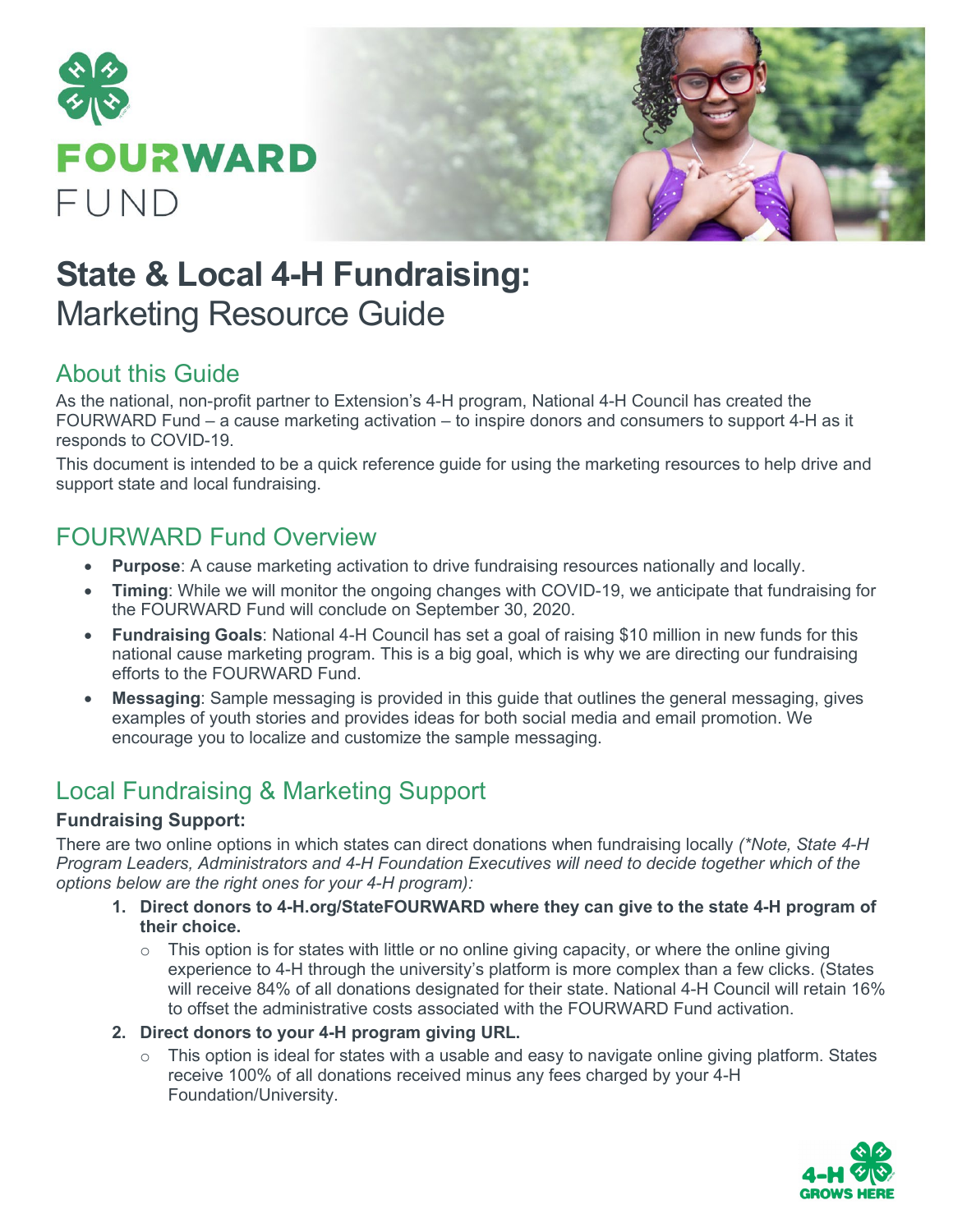FOURWARD FUND

# State & Local 4-H Fundraising:
## Marketing Resource Guide

## About this Guide

As the national, non-profit partner to Extension's 4-H program, National 4-H Council has created the FOURWARD Fund – a cause marketing activation – to inspire donors and consumers to support 4-H as it responds to COVID-19.

This document is intended to be a quick reference guide for using the marketing resources to help drive and support state and local fundraising.

## FOURWARD Fund Overview

- **Purpose**: A cause marketing activation to drive fundraising resources nationally and locally.
- **Timing**: While we will monitor the ongoing changes with COVID-19, we anticipate that fundraising for the FOURWARD Fund will conclude on September 30, 2020.
- **Fundraising Goals**: National 4-H Council has set a goal of raising $10 million in new funds for this national cause marketing program. This is a big goal, which is why we are directing our fundraising efforts to the FOURWARD Fund.
- **Messaging**: Sample messaging is provided in this guide that outlines the general messaging, gives examples of youth stories and provides ideas for both social media and email promotion. We encourage you to localize and customize the sample messaging.

## Local Fundraising & Marketing Support

**Fundraising Support:**

There are two online options in which states can direct donations when fundraising locally *(\*Note, State 4-H Program Leaders, Administrators and 4-H Foundation Executives will need to decide together which of the options below are the right ones for your 4-H program):*

1. **Direct donors to 4-H.org/StateFOURWARD where they can give to the state 4-H program of their choice.**
   - This option is for states with little or no online giving capacity, or where the online giving experience to 4-H through the university's platform is more complex than a few clicks. (States will receive 84% of all donations designated for their state. National 4-H Council will retain 16% to offset the administrative costs associated with the FOURWARD Fund activation.
2. **Direct donors to your 4-H program giving URL.**
   - This option is ideal for states with a usable and easy to navigate online giving platform. States receive 100% of all donations received minus any fees charged by your 4-H Foundation/University.

4-H GROWS HERE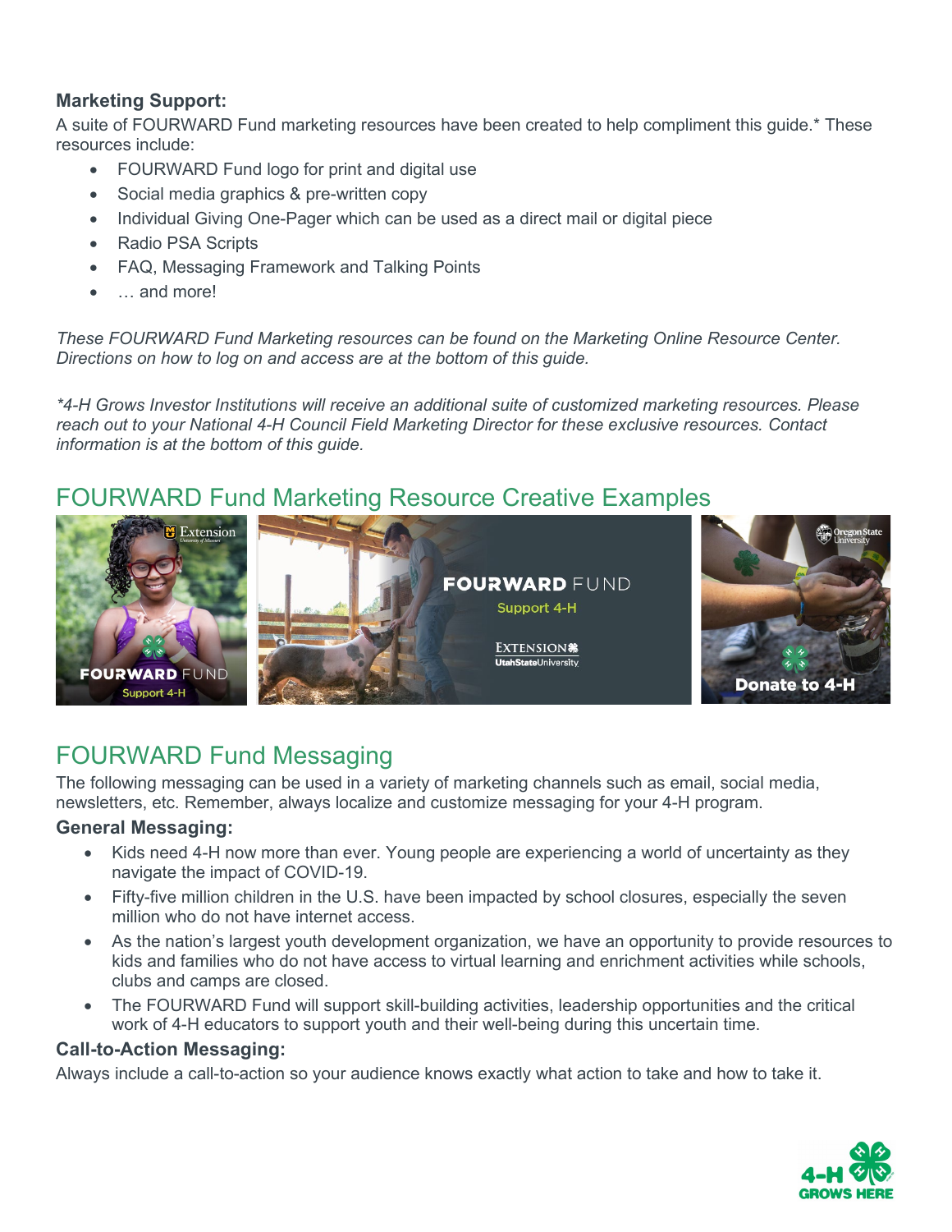**Marketing Support:**

A suite of FOURWARD Fund marketing resources have been created to help compliment this guide.* These resources include:

- FOURWARD Fund logo for print and digital use
- Social media graphics & pre-written copy
- Individual Giving One-Pager which can be used as a direct mail or digital piece
- Radio PSA Scripts
- FAQ, Messaging Framework and Talking Points
- … and more!

*These FOURWARD Fund Marketing resources can be found on the Marketing Online Resource Center. Directions on how to log on and access are at the bottom of this guide.*

*\*4-H Grows Investor Institutions will receive an additional suite of customized marketing resources. Please reach out to your National 4-H Council Field Marketing Director for these exclusive resources. Contact information is at the bottom of this guide.*

## FOURWARD Fund Marketing Resource Creative Examples

## FOURWARD Fund Messaging

The following messaging can be used in a variety of marketing channels such as email, social media, newsletters, etc. Remember, always localize and customize messaging for your 4-H program.

### General Messaging:

- Kids need 4-H now more than ever. Young people are experiencing a world of uncertainty as they navigate the impact of COVID-19.
- Fifty-five million children in the U.S. have been impacted by school closures, especially the seven million who do not have internet access.
- As the nation's largest youth development organization, we have an opportunity to provide resources to kids and families who do not have access to virtual learning and enrichment activities while schools, clubs and camps are closed.
- The FOURWARD Fund will support skill-building activities, leadership opportunities and the critical work of 4-H educators to support youth and their well-being during this uncertain time.

### Call-to-Action Messaging:

Always include a call-to-action so your audience knows exactly what action to take and how to take it.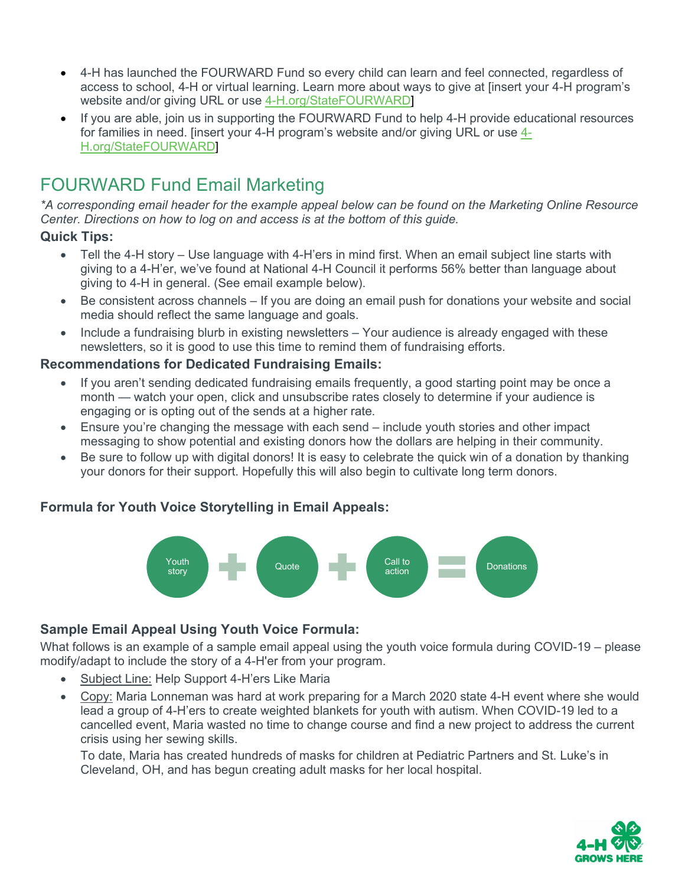- 4-H has launched the FOURWARD Fund so every child can learn and feel connected, regardless of access to school, 4-H or virtual learning. Learn more about ways to give at [insert your 4-H program's website and/or giving URL or use 4-H.org/StateFOURWARD]
- If you are able, join us in supporting the FOURWARD Fund to help 4-H provide educational resources for families in need. [insert your 4-H program's website and/or giving URL or use 4-H.org/StateFOURWARD]

## FOURWARD Fund Email Marketing

*\*A corresponding email header for the example appeal below can be found on the Marketing Online Resource Center. Directions on how to log on and access is at the bottom of this guide.*

### Quick Tips:

- Tell the 4-H story – Use language with 4-H'ers in mind first. When an email subject line starts with giving to a 4-H'er, we've found at National 4-H Council it performs 56% better than language about giving to 4-H in general. (See email example below).
- Be consistent across channels – If you are doing an email push for donations your website and social media should reflect the same language and goals.
- Include a fundraising blurb in existing newsletters – Your audience is already engaged with these newsletters, so it is good to use this time to remind them of fundraising efforts.

### Recommendations for Dedicated Fundraising Emails:

- If you aren't sending dedicated fundraising emails frequently, a good starting point may be once a month — watch your open, click and unsubscribe rates closely to determine if your audience is engaging or is opting out of the sends at a higher rate.
- Ensure you're changing the message with each send – include youth stories and other impact messaging to show potential and existing donors how the dollars are helping in their community.
- Be sure to follow up with digital donors! It is easy to celebrate the quick win of a donation by thanking your donors for their support. Hopefully this will also begin to cultivate long term donors.

### Formula for Youth Voice Storytelling in Email Appeals:

Youth story + Quote + Call to action = Donations

### Sample Email Appeal Using Youth Voice Formula:

What follows is an example of a sample email appeal using the youth voice formula during COVID-19 – please modify/adapt to include the story of a 4-H'er from your program.

- Subject Line: Help Support 4-H'ers Like Maria
- Copy: Maria Lonneman was hard at work preparing for a March 2020 state 4-H event where she would lead a group of 4-H'ers to create weighted blankets for youth with autism. When COVID-19 led to a cancelled event, Maria wasted no time to change course and find a new project to address the current crisis using her sewing skills.

  To date, Maria has created hundreds of masks for children at Pediatric Partners and St. Luke's in Cleveland, OH, and has begun creating adult masks for her local hospital.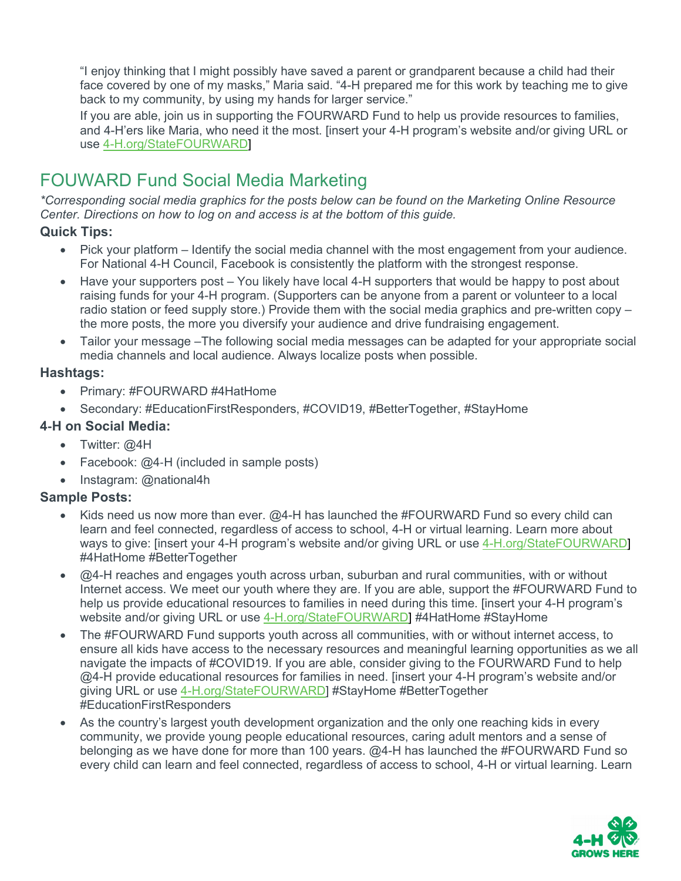"I enjoy thinking that I might possibly have saved a parent or grandparent because a child had their face covered by one of my masks," Maria said. "4-H prepared me for this work by teaching me to give back to my community, by using my hands for larger service."

If you are able, join us in supporting the FOURWARD Fund to help us provide resources to families, and 4-H'ers like Maria, who need it the most. [insert your 4-H program's website and/or giving URL or use 4-H.org/StateFOURWARD]

## FOUWARD Fund Social Media Marketing

*\*Corresponding social media graphics for the posts below can be found on the Marketing Online Resource Center. Directions on how to log on and access is at the bottom of this guide.*

### Quick Tips:

- Pick your platform – Identify the social media channel with the most engagement from your audience. For National 4-H Council, Facebook is consistently the platform with the strongest response.
- Have your supporters post – You likely have local 4-H supporters that would be happy to post about raising funds for your 4-H program. (Supporters can be anyone from a parent or volunteer to a local radio station or feed supply store.) Provide them with the social media graphics and pre-written copy – the more posts, the more you diversify your audience and drive fundraising engagement.
- Tailor your message –The following social media messages can be adapted for your appropriate social media channels and local audience. Always localize posts when possible.

### Hashtags:

- Primary: #FOURWARD #4HatHome
- Secondary: #EducationFirstResponders, #COVID19, #BetterTogether, #StayHome

### 4-H on Social Media:

- Twitter: @4H
- Facebook: @4-H (included in sample posts)
- Instagram: @national4h

### Sample Posts:

- Kids need us now more than ever. @4-H has launched the #FOURWARD Fund so every child can learn and feel connected, regardless of access to school, 4-H or virtual learning. Learn more about ways to give: [insert your 4-H program's website and/or giving URL or use 4-H.org/StateFOURWARD] #4HatHome #BetterTogether
- @4-H reaches and engages youth across urban, suburban and rural communities, with or without Internet access. We meet our youth where they are. If you are able, support the #FOURWARD Fund to help us provide educational resources to families in need during this time. [insert your 4-H program's website and/or giving URL or use 4-H.org/StateFOURWARD] #4HatHome #StayHome
- The #FOURWARD Fund supports youth across all communities, with or without internet access, to ensure all kids have access to the necessary resources and meaningful learning opportunities as we all navigate the impacts of #COVID19. If you are able, consider giving to the FOURWARD Fund to help @4-H provide educational resources for families in need. [insert your 4-H program's website and/or giving URL or use 4-H.org/StateFOURWARD] #StayHome #BetterTogether #EducationFirstResponders
- As the country's largest youth development organization and the only one reaching kids in every community, we provide young people educational resources, caring adult mentors and a sense of belonging as we have done for more than 100 years. @4-H has launched the #FOURWARD Fund so every child can learn and feel connected, regardless of access to school, 4-H or virtual learning. Learn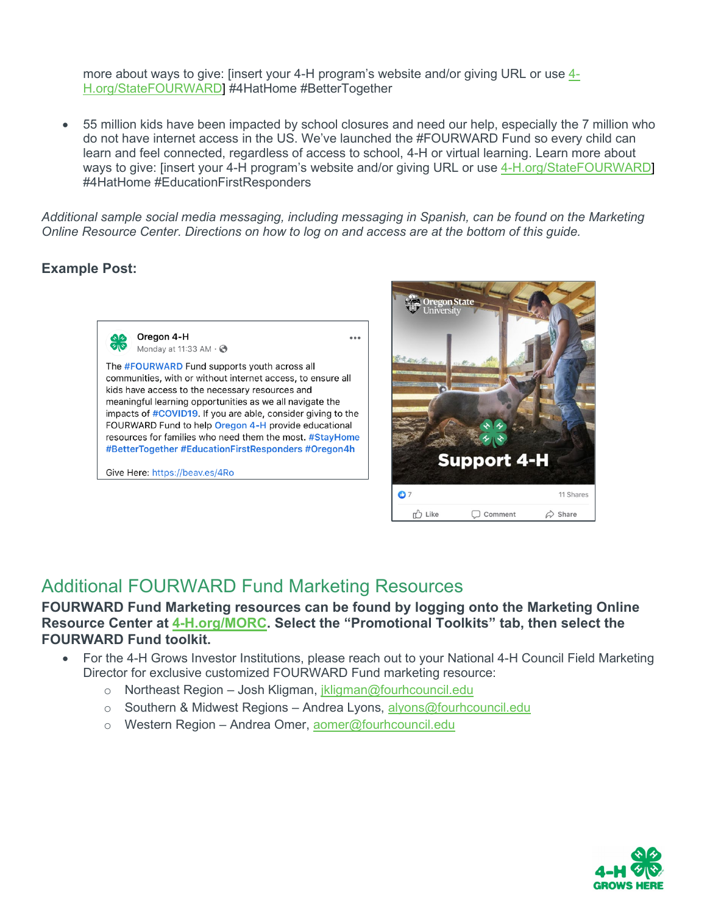more about ways to give: [insert your 4-H program's website and/or giving URL or use [4-H.org/StateFOURWARD](4-H.org/StateFOURWARD)] #4HatHome #BetterTogether

- 55 million kids have been impacted by school closures and need our help, especially the 7 million who do not have internet access in the US. We've launched the #FOURWARD Fund so every child can learn and feel connected, regardless of access to school, 4-H or virtual learning. Learn more about ways to give: [insert your 4-H program's website and/or giving URL or use 4-H.org/StateFOURWARD] #4HatHome #EducationFirstResponders

*Additional sample social media messaging, including messaging in Spanish, can be found on the Marketing Online Resource Center. Directions on how to log on and access are at the bottom of this guide.*

**Example Post:**

Oregon 4-H
Monday at 11:33 AM

The #FOURWARD Fund supports youth across all communities, with or without internet access, to ensure all kids have access to the necessary resources and meaningful learning opportunities as we all navigate the impacts of #COVID19. If you are able, consider giving to the FOURWARD Fund to help Oregon 4-H provide educational resources for families who need them the most. #StayHome #BetterTogether #EducationFirstResponders #Oregon4h

Give Here: https://beav.es/4Ro

Oregon State University

Support 4-H

7 11 Shares

Like Comment Share

## Additional FOURWARD Fund Marketing Resources

**FOURWARD Fund Marketing resources can be found by logging onto the Marketing Online Resource Center at [4-H.org/MORC](4-H.org/MORC). Select the "Promotional Toolkits" tab, then select the FOURWARD Fund toolkit.**

- For the 4-H Grows Investor Institutions, please reach out to your National 4-H Council Field Marketing Director for exclusive customized FOURWARD Fund marketing resource:
  - Northeast Region – Josh Kligman, jkligman@fourhcouncil.edu
  - Southern & Midwest Regions – Andrea Lyons, alyons@fourhcouncil.edu
  - Western Region – Andrea Omer, aomer@fourhcouncil.edu